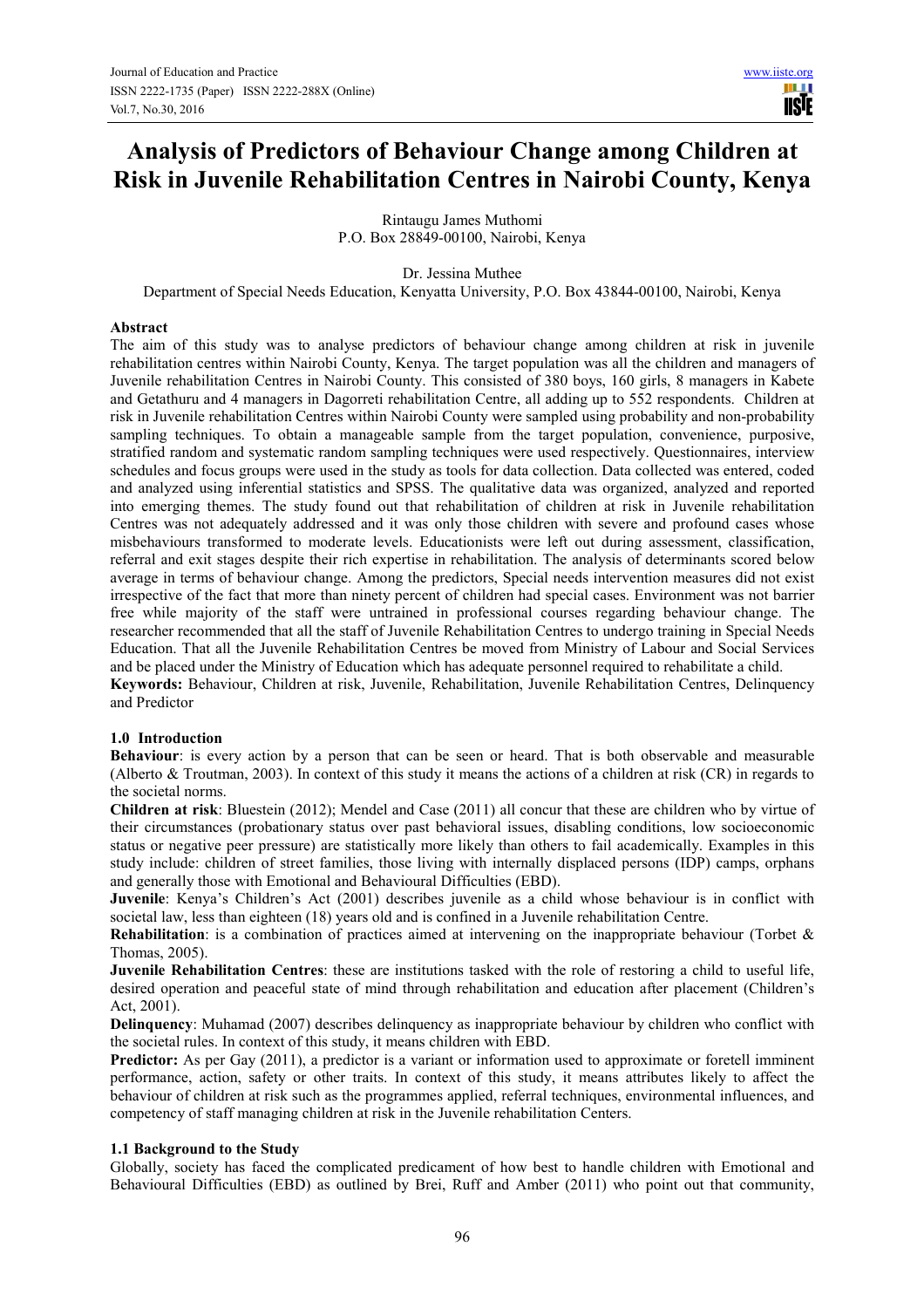# Analysis of Predictors of Behaviour Change among Children at Risk in Juvenile Rehabilitation Centres in Nairobi County, Kenya

Rintaugu James Muthomi
P.O. Box 28849-00100, Nairobi, Kenya

Dr. Jessina Muthee
Department of Special Needs Education, Kenyatta University, P.O. Box 43844-00100, Nairobi, Kenya

## Abstract

The aim of this study was to analyse predictors of behaviour change among children at risk in juvenile rehabilitation centres within Nairobi County, Kenya. The target population was all the children and managers of Juvenile rehabilitation Centres in Nairobi County. This consisted of 380 boys, 160 girls, 8 managers in Kabete and Getathuru and 4 managers in Dagorreti rehabilitation Centre, all adding up to 552 respondents. Children at risk in Juvenile rehabilitation Centres within Nairobi County were sampled using probability and non-probability sampling techniques. To obtain a manageable sample from the target population, convenience, purposive, stratified random and systematic random sampling techniques were used respectively. Questionnaires, interview schedules and focus groups were used in the study as tools for data collection. Data collected was entered, coded and analyzed using inferential statistics and SPSS. The qualitative data was organized, analyzed and reported into emerging themes. The study found out that rehabilitation of children at risk in Juvenile rehabilitation Centres was not adequately addressed and it was only those children with severe and profound cases whose misbehaviours transformed to moderate levels. Educationists were left out during assessment, classification, referral and exit stages despite their rich expertise in rehabilitation. The analysis of determinants scored below average in terms of behaviour change. Among the predictors, Special needs intervention measures did not exist irrespective of the fact that more than ninety percent of children had special cases. Environment was not barrier free while majority of the staff were untrained in professional courses regarding behaviour change. The researcher recommended that all the staff of Juvenile Rehabilitation Centres to undergo training in Special Needs Education. That all the Juvenile Rehabilitation Centres be moved from Ministry of Labour and Social Services and be placed under the Ministry of Education which has adequate personnel required to rehabilitate a child.

**Keywords:** Behaviour, Children at risk, Juvenile, Rehabilitation, Juvenile Rehabilitation Centres, Delinquency and Predictor

## 1.0 Introduction

**Behaviour**: is every action by a person that can be seen or heard. That is both observable and measurable (Alberto & Troutman, 2003). In context of this study it means the actions of a children at risk (CR) in regards to the societal norms.

**Children at risk**: Bluestein (2012); Mendel and Case (2011) all concur that these are children who by virtue of their circumstances (probationary status over past behavioral issues, disabling conditions, low socioeconomic status or negative peer pressure) are statistically more likely than others to fail academically. Examples in this study include: children of street families, those living with internally displaced persons (IDP) camps, orphans and generally those with Emotional and Behavioural Difficulties (EBD).

**Juvenile**: Kenya's Children's Act (2001) describes juvenile as a child whose behaviour is in conflict with societal law, less than eighteen (18) years old and is confined in a Juvenile rehabilitation Centre.

**Rehabilitation**: is a combination of practices aimed at intervening on the inappropriate behaviour (Torbet & Thomas, 2005).

**Juvenile Rehabilitation Centres**: these are institutions tasked with the role of restoring a child to useful life, desired operation and peaceful state of mind through rehabilitation and education after placement (Children's Act, 2001).

**Delinquency**: Muhamad (2007) describes delinquency as inappropriate behaviour by children who conflict with the societal rules. In context of this study, it means children with EBD.

**Predictor:** As per Gay (2011), a predictor is a variant or information used to approximate or foretell imminent performance, action, safety or other traits. In context of this study, it means attributes likely to affect the behaviour of children at risk such as the programmes applied, referral techniques, environmental influences, and competency of staff managing children at risk in the Juvenile rehabilitation Centers.

### 1.1 Background to the Study

Globally, society has faced the complicated predicament of how best to handle children with Emotional and Behavioural Difficulties (EBD) as outlined by Brei, Ruff and Amber (2011) who point out that community,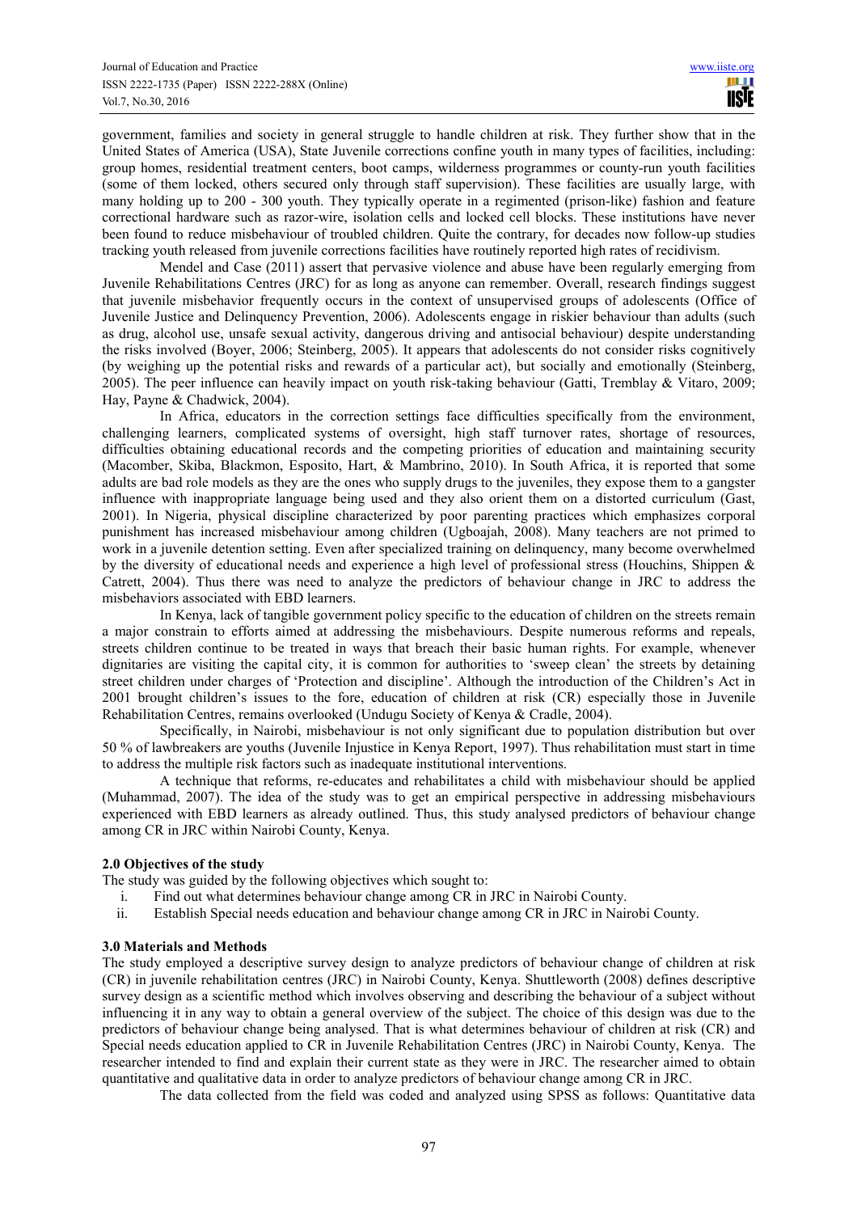government, families and society in general struggle to handle children at risk. They further show that in the United States of America (USA), State Juvenile corrections confine youth in many types of facilities, including: group homes, residential treatment centers, boot camps, wilderness programmes or county-run youth facilities (some of them locked, others secured only through staff supervision). These facilities are usually large, with many holding up to 200 - 300 youth. They typically operate in a regimented (prison-like) fashion and feature correctional hardware such as razor-wire, isolation cells and locked cell blocks. These institutions have never been found to reduce misbehaviour of troubled children. Quite the contrary, for decades now follow-up studies tracking youth released from juvenile corrections facilities have routinely reported high rates of recidivism.

Mendel and Case (2011) assert that pervasive violence and abuse have been regularly emerging from Juvenile Rehabilitations Centres (JRC) for as long as anyone can remember. Overall, research findings suggest that juvenile misbehavior frequently occurs in the context of unsupervised groups of adolescents (Office of Juvenile Justice and Delinquency Prevention, 2006). Adolescents engage in riskier behaviour than adults (such as drug, alcohol use, unsafe sexual activity, dangerous driving and antisocial behaviour) despite understanding the risks involved (Boyer, 2006; Steinberg, 2005). It appears that adolescents do not consider risks cognitively (by weighing up the potential risks and rewards of a particular act), but socially and emotionally (Steinberg, 2005). The peer influence can heavily impact on youth risk-taking behaviour (Gatti, Tremblay & Vitaro, 2009; Hay, Payne & Chadwick, 2004).

In Africa, educators in the correction settings face difficulties specifically from the environment, challenging learners, complicated systems of oversight, high staff turnover rates, shortage of resources, difficulties obtaining educational records and the competing priorities of education and maintaining security (Macomber, Skiba, Blackmon, Esposito, Hart, & Mambrino, 2010). In South Africa, it is reported that some adults are bad role models as they are the ones who supply drugs to the juveniles, they expose them to a gangster influence with inappropriate language being used and they also orient them on a distorted curriculum (Gast, 2001). In Nigeria, physical discipline characterized by poor parenting practices which emphasizes corporal punishment has increased misbehaviour among children (Ugboajah, 2008). Many teachers are not primed to work in a juvenile detention setting. Even after specialized training on delinquency, many become overwhelmed by the diversity of educational needs and experience a high level of professional stress (Houchins, Shippen & Catrett, 2004). Thus there was need to analyze the predictors of behaviour change in JRC to address the misbehaviors associated with EBD learners.

In Kenya, lack of tangible government policy specific to the education of children on the streets remain a major constrain to efforts aimed at addressing the misbehaviours. Despite numerous reforms and repeals, streets children continue to be treated in ways that breach their basic human rights. For example, whenever dignitaries are visiting the capital city, it is common for authorities to 'sweep clean' the streets by detaining street children under charges of 'Protection and discipline'. Although the introduction of the Children's Act in 2001 brought children's issues to the fore, education of children at risk (CR) especially those in Juvenile Rehabilitation Centres, remains overlooked (Undugu Society of Kenya & Cradle, 2004).

Specifically, in Nairobi, misbehaviour is not only significant due to population distribution but over 50 % of lawbreakers are youths (Juvenile Injustice in Kenya Report, 1997). Thus rehabilitation must start in time to address the multiple risk factors such as inadequate institutional interventions.

A technique that reforms, re-educates and rehabilitates a child with misbehaviour should be applied (Muhammad, 2007). The idea of the study was to get an empirical perspective in addressing misbehaviours experienced with EBD learners as already outlined. Thus, this study analysed predictors of behaviour change among CR in JRC within Nairobi County, Kenya.

## 2.0 Objectives of the study

The study was guided by the following objectives which sought to:

i. Find out what determines behaviour change among CR in JRC in Nairobi County.
ii. Establish Special needs education and behaviour change among CR in JRC in Nairobi County.

## 3.0 Materials and Methods

The study employed a descriptive survey design to analyze predictors of behaviour change of children at risk (CR) in juvenile rehabilitation centres (JRC) in Nairobi County, Kenya. Shuttleworth (2008) defines descriptive survey design as a scientific method which involves observing and describing the behaviour of a subject without influencing it in any way to obtain a general overview of the subject. The choice of this design was due to the predictors of behaviour change being analysed. That is what determines behaviour of children at risk (CR) and Special needs education applied to CR in Juvenile Rehabilitation Centres (JRC) in Nairobi County, Kenya. The researcher intended to find and explain their current state as they were in JRC. The researcher aimed to obtain quantitative and qualitative data in order to analyze predictors of behaviour change among CR in JRC.

The data collected from the field was coded and analyzed using SPSS as follows: Quantitative data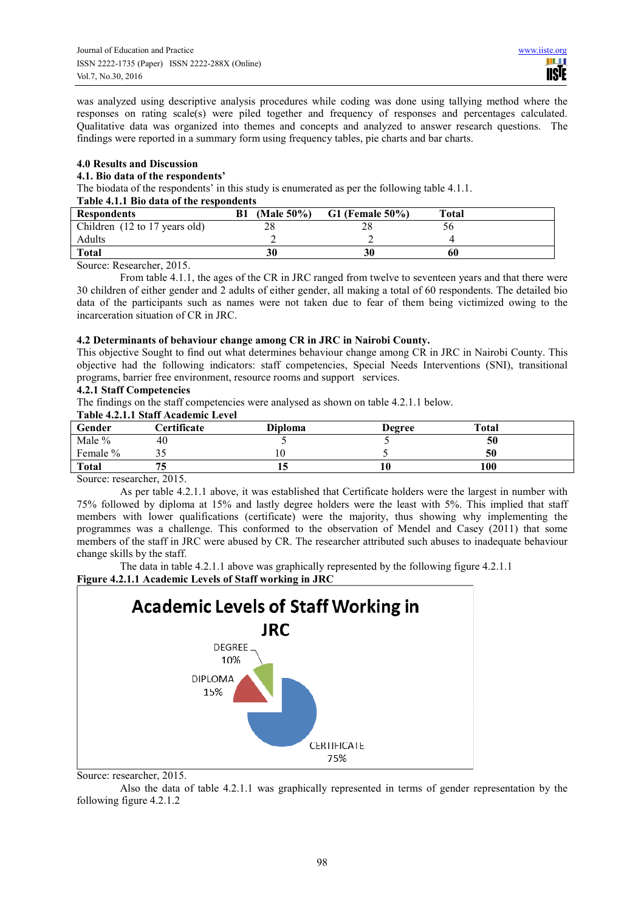was analyzed using descriptive analysis procedures while coding was done using tallying method where the responses on rating scale(s) were piled together and frequency of responses and percentages calculated. Qualitative data was organized into themes and concepts and analyzed to answer research questions. The findings were reported in a summary form using frequency tables, pie charts and bar charts.

## 4.0 Results and Discussion

### 4.1. Bio data of the respondents'

The biodata of the respondents' in this study is enumerated as per the following table 4.1.1.

**Table 4.1.1 Bio data of the respondents**

| Respondents | B1 (Male 50%) | G1 (Female 50%) | Total |
|---|---|---|---|
| Children (12 to 17 years old) | 28 | 28 | 56 |
| Adults | 2 | 2 | 4 |
| **Total** | **30** | **30** | **60** |

Source: Researcher, 2015.

From table 4.1.1, the ages of the CR in JRC ranged from twelve to seventeen years and that there were 30 children of either gender and 2 adults of either gender, all making a total of 60 respondents. The detailed bio data of the participants such as names were not taken due to fear of them being victimized owing to the incarceration situation of CR in JRC.

### 4.2 Determinants of behaviour change among CR in JRC in Nairobi County.

This objective Sought to find out what determines behaviour change among CR in JRC in Nairobi County. This objective had the following indicators: staff competencies, Special Needs Interventions (SNI), transitional programs, barrier free environment, resource rooms and support services.

#### 4.2.1 Staff Competencies

The findings on the staff competencies were analysed as shown on table 4.2.1.1 below.

**Table 4.2.1.1 Staff Academic Level**

| Gender | Certificate | Diploma | Degree | Total |
|---|---|---|---|---|
| Male % | 40 | 5 | 5 | **50** |
| Female % | 35 | 10 | 5 | **50** |
| **Total** | **75** | **15** | **10** | **100** |

Source: researcher, 2015.

As per table 4.2.1.1 above, it was established that Certificate holders were the largest in number with 75% followed by diploma at 15% and lastly degree holders were the least with 5%. This implied that staff members with lower qualifications (certificate) were the majority, thus showing why implementing the programmes was a challenge. This conformed to the observation of Mendel and Casey (2011) that some members of the staff in JRC were abused by CR. The researcher attributed such abuses to inadequate behaviour change skills by the staff.

The data in table 4.2.1.1 above was graphically represented by the following figure 4.2.1.1

**Figure 4.2.1.1 Academic Levels of Staff working in JRC**

Academic Levels of Staff Working in JRC

DEGREE 10%

DIPLOMA 15%

CERTIFICATE 75%

Source: researcher, 2015.

Also the data of table 4.2.1.1 was graphically represented in terms of gender representation by the following figure 4.2.1.2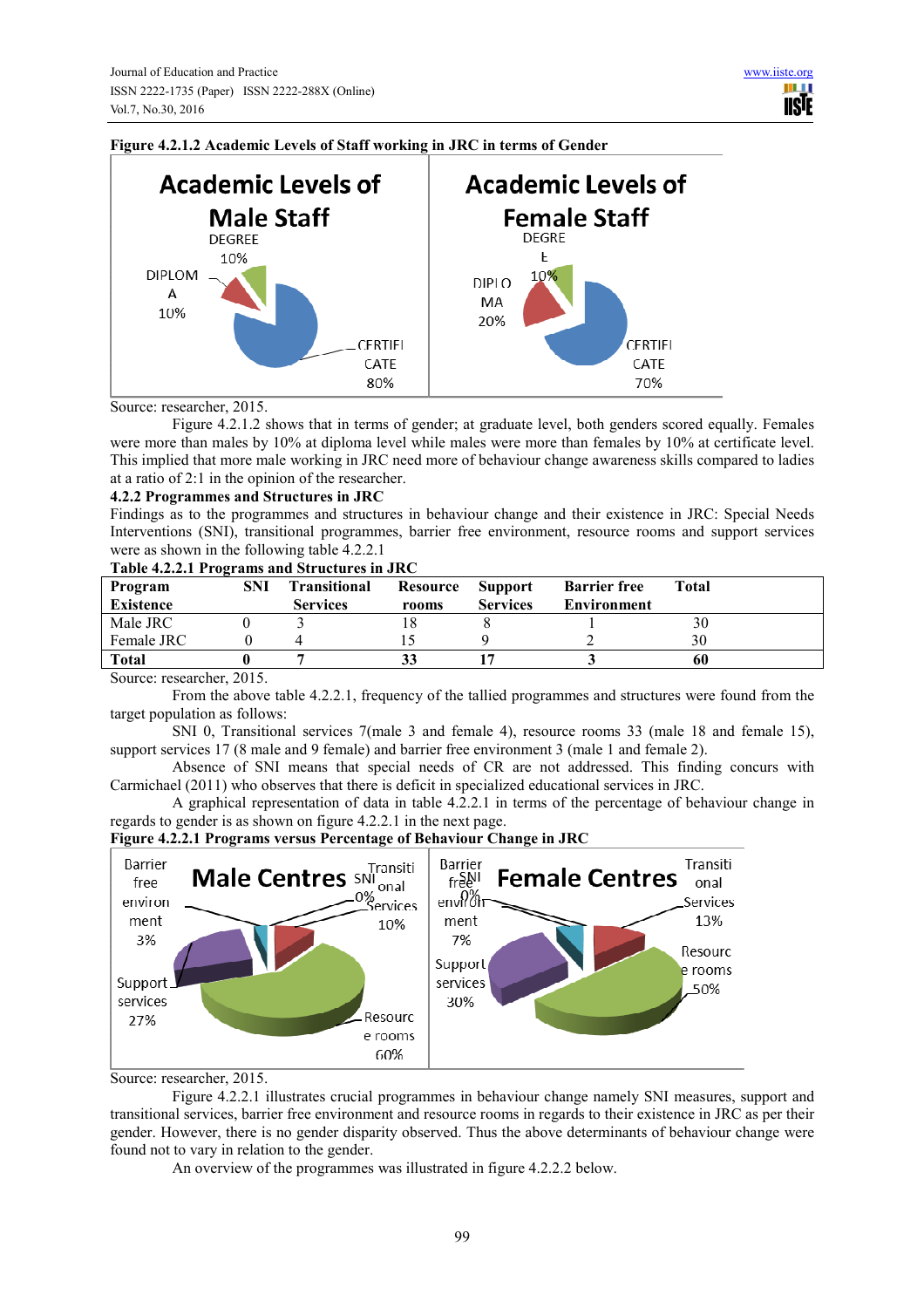**Figure 4.2.1.2 Academic Levels of Staff working in JRC in terms of Gender**

Source: researcher, 2015.

Figure 4.2.1.2 shows that in terms of gender; at graduate level, both genders scored equally. Females were more than males by 10% at diploma level while males were more than females by 10% at certificate level. This implied that more male working in JRC need more of behaviour change awareness skills compared to ladies at a ratio of 2:1 in the opinion of the researcher.

**4.2.2 Programmes and Structures in JRC**

Findings as to the programmes and structures in behaviour change and their existence in JRC: Special Needs Interventions (SNI), transitional programmes, barrier free environment, resource rooms and support services were as shown in the following table 4.2.2.1

**Table 4.2.2.1 Programs and Structures in JRC**

| Program Existence | SNI | Transitional Services | Resource rooms | Support Services | Barrier free Environment | Total |
|---|---|---|---|---|---|---|
| Male JRC | 0 | 3 | 18 | 8 | 1 | 30 |
| Female JRC | 0 | 4 | 15 | 9 | 2 | 30 |
| **Total** | **0** | **7** | **33** | **17** | **3** | **60** |

Source: researcher, 2015.

From the above table 4.2.2.1, frequency of the tallied programmes and structures were found from the target population as follows:

SNI 0, Transitional services 7(male 3 and female 4), resource rooms 33 (male 18 and female 15), support services 17 (8 male and 9 female) and barrier free environment 3 (male 1 and female 2).

Absence of SNI means that special needs of CR are not addressed. This finding concurs with Carmichael (2011) who observes that there is deficit in specialized educational services in JRC.

A graphical representation of data in table 4.2.2.1 in terms of the percentage of behaviour change in regards to gender is as shown on figure 4.2.2.1 in the next page.

**Figure 4.2.2.1 Programs versus Percentage of Behaviour Change in JRC**

Source: researcher, 2015.

Figure 4.2.2.1 illustrates crucial programmes in behaviour change namely SNI measures, support and transitional services, barrier free environment and resource rooms in regards to their existence in JRC as per their gender. However, there is no gender disparity observed. Thus the above determinants of behaviour change were found not to vary in relation to the gender.

An overview of the programmes was illustrated in figure 4.2.2.2 below.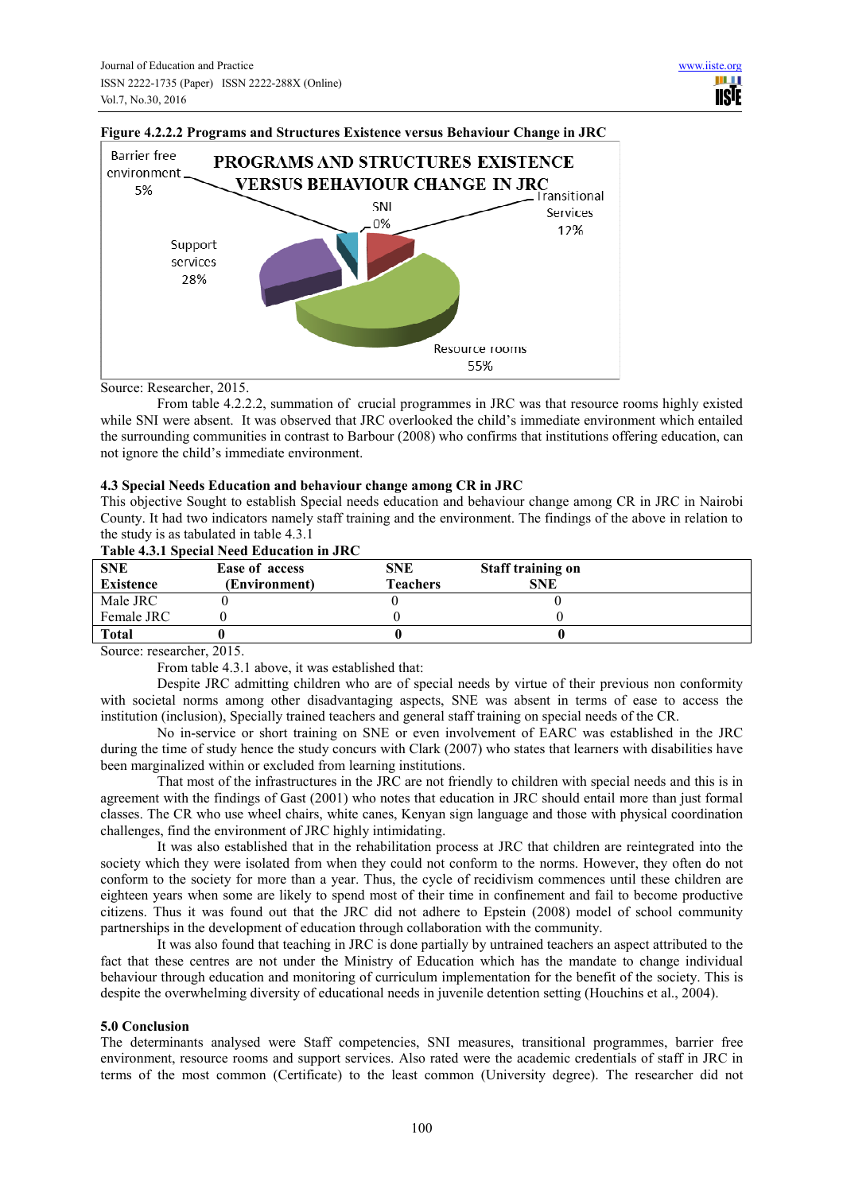**Figure 4.2.2.2 Programs and Structures Existence versus Behaviour Change in JRC**

Source: Researcher, 2015.

From table 4.2.2.2, summation of crucial programmes in JRC was that resource rooms highly existed while SNI were absent. It was observed that JRC overlooked the child's immediate environment which entailed the surrounding communities in contrast to Barbour (2008) who confirms that institutions offering education, can not ignore the child's immediate environment.

### 4.3 Special Needs Education and behaviour change among CR in JRC

This objective Sought to establish Special needs education and behaviour change among CR in JRC in Nairobi County. It had two indicators namely staff training and the environment. The findings of the above in relation to the study is as tabulated in table 4.3.1

**Table 4.3.1 Special Need Education in JRC**

| SNE Existence | Ease of access (Environment) | SNE Teachers | Staff training on SNE |
|---|---|---|---|
| Male JRC | 0 | 0 | 0 |
| Female JRC | 0 | 0 | 0 |
| **Total** | **0** | **0** | **0** |

Source: researcher, 2015.

From table 4.3.1 above, it was established that:

Despite JRC admitting children who are of special needs by virtue of their previous non conformity with societal norms among other disadvantaging aspects, SNE was absent in terms of ease to access the institution (inclusion), Specially trained teachers and general staff training on special needs of the CR.

No in-service or short training on SNE or even involvement of EARC was established in the JRC during the time of study hence the study concurs with Clark (2007) who states that learners with disabilities have been marginalized within or excluded from learning institutions.

That most of the infrastructures in the JRC are not friendly to children with special needs and this is in agreement with the findings of Gast (2001) who notes that education in JRC should entail more than just formal classes. The CR who use wheel chairs, white canes, Kenyan sign language and those with physical coordination challenges, find the environment of JRC highly intimidating.

It was also established that in the rehabilitation process at JRC that children are reintegrated into the society which they were isolated from when they could not conform to the norms. However, they often do not conform to the society for more than a year. Thus, the cycle of recidivism commences until these children are eighteen years when some are likely to spend most of their time in confinement and fail to become productive citizens. Thus it was found out that the JRC did not adhere to Epstein (2008) model of school community partnerships in the development of education through collaboration with the community.

It was also found that teaching in JRC is done partially by untrained teachers an aspect attributed to the fact that these centres are not under the Ministry of Education which has the mandate to change individual behaviour through education and monitoring of curriculum implementation for the benefit of the society. This is despite the overwhelming diversity of educational needs in juvenile detention setting (Houchins et al., 2004).

## 5.0 Conclusion

The determinants analysed were Staff competencies, SNI measures, transitional programmes, barrier free environment, resource rooms and support services. Also rated were the academic credentials of staff in JRC in terms of the most common (Certificate) to the least common (University degree). The researcher did not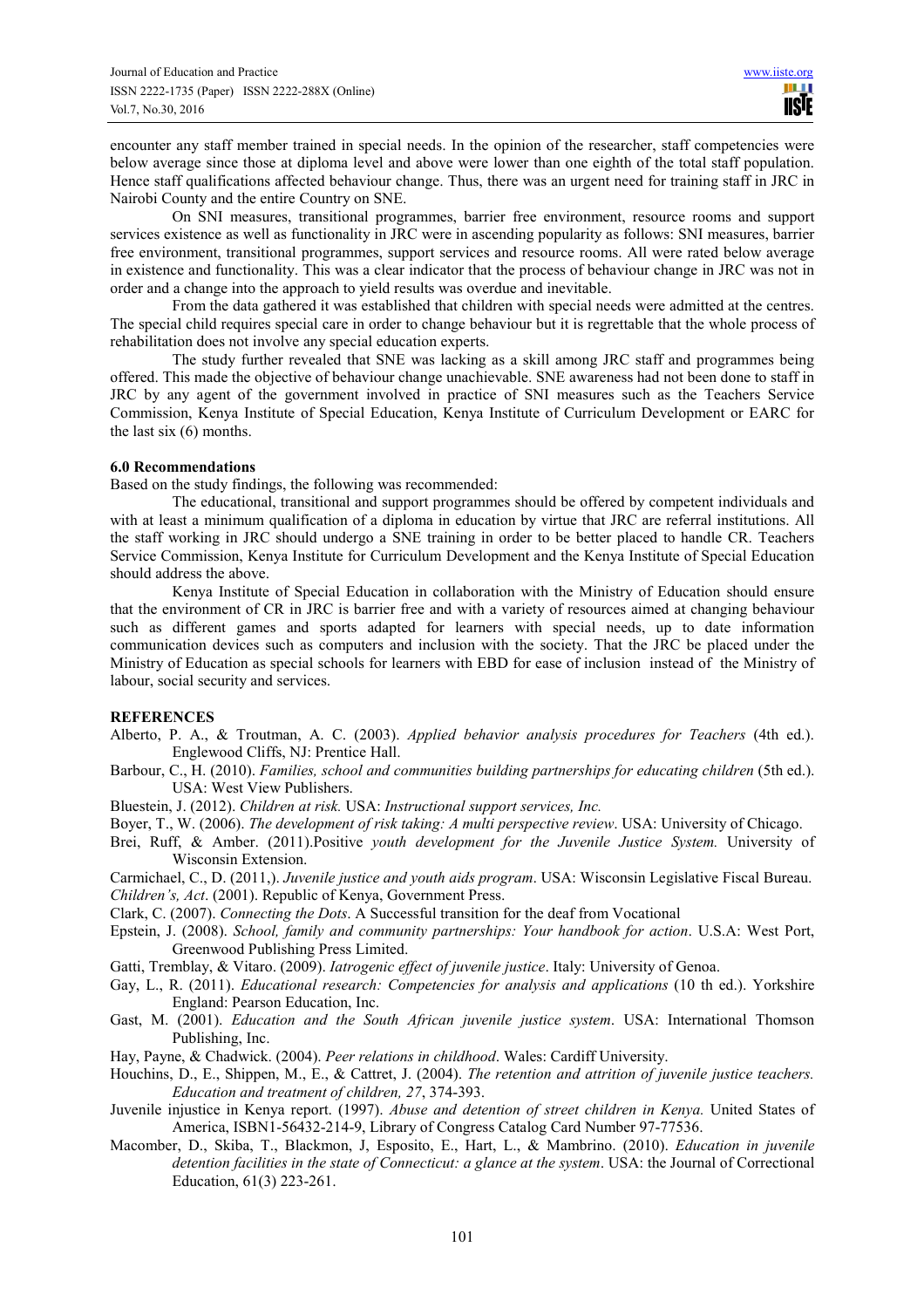encounter any staff member trained in special needs. In the opinion of the researcher, staff competencies were below average since those at diploma level and above were lower than one eighth of the total staff population. Hence staff qualifications affected behaviour change. Thus, there was an urgent need for training staff in JRC in Nairobi County and the entire Country on SNE.

On SNI measures, transitional programmes, barrier free environment, resource rooms and support services existence as well as functionality in JRC were in ascending popularity as follows: SNI measures, barrier free environment, transitional programmes, support services and resource rooms. All were rated below average in existence and functionality. This was a clear indicator that the process of behaviour change in JRC was not in order and a change into the approach to yield results was overdue and inevitable.

From the data gathered it was established that children with special needs were admitted at the centres. The special child requires special care in order to change behaviour but it is regrettable that the whole process of rehabilitation does not involve any special education experts.

The study further revealed that SNE was lacking as a skill among JRC staff and programmes being offered. This made the objective of behaviour change unachievable. SNE awareness had not been done to staff in JRC by any agent of the government involved in practice of SNI measures such as the Teachers Service Commission, Kenya Institute of Special Education, Kenya Institute of Curriculum Development or EARC for the last six (6) months.

### 6.0 Recommendations

Based on the study findings, the following was recommended:

The educational, transitional and support programmes should be offered by competent individuals and with at least a minimum qualification of a diploma in education by virtue that JRC are referral institutions. All the staff working in JRC should undergo a SNE training in order to be better placed to handle CR. Teachers Service Commission, Kenya Institute for Curriculum Development and the Kenya Institute of Special Education should address the above.

Kenya Institute of Special Education in collaboration with the Ministry of Education should ensure that the environment of CR in JRC is barrier free and with a variety of resources aimed at changing behaviour such as different games and sports adapted for learners with special needs, up to date information communication devices such as computers and inclusion with the society. That the JRC be placed under the Ministry of Education as special schools for learners with EBD for ease of inclusion instead of the Ministry of labour, social security and services.

### REFERENCES

Alberto, P. A., & Troutman, A. C. (2003). *Applied behavior analysis procedures for Teachers* (4th ed.). Englewood Cliffs, NJ: Prentice Hall.

Barbour, C., H. (2010). *Families, school and communities building partnerships for educating children* (5th ed.). USA: West View Publishers.

Bluestein, J. (2012). *Children at risk.* USA: *Instructional support services, Inc.*

Boyer, T., W. (2006). *The development of risk taking: A multi perspective review*. USA: University of Chicago.

Brei, Ruff, & Amber. (2011).Positive *youth development for the Juvenile Justice System.* University of Wisconsin Extension.

Carmichael, C., D. (2011,). *Juvenile justice and youth aids program*. USA: Wisconsin Legislative Fiscal Bureau.

*Children's, Act*. (2001). Republic of Kenya, Government Press.

Clark, C. (2007). *Connecting the Dots*. A Successful transition for the deaf from Vocational

Epstein, J. (2008). *School, family and community partnerships: Your handbook for action*. U.S.A: West Port, Greenwood Publishing Press Limited.

Gatti, Tremblay, & Vitaro. (2009). *Iatrogenic effect of juvenile justice*. Italy: University of Genoa.

Gay, L., R. (2011). *Educational research: Competencies for analysis and applications* (10 th ed.). Yorkshire England: Pearson Education, Inc.

Gast, M. (2001). *Education and the South African juvenile justice system*. USA: International Thomson Publishing, Inc.

Hay, Payne, & Chadwick. (2004). *Peer relations in childhood*. Wales: Cardiff University.

Houchins, D., E., Shippen, M., E., & Cattret, J. (2004). *The retention and attrition of juvenile justice teachers. Education and treatment of children, 27*, 374-393.

Juvenile injustice in Kenya report. (1997). *Abuse and detention of street children in Kenya.* United States of America, ISBN1-56432-214-9, Library of Congress Catalog Card Number 97-77536.

Macomber, D., Skiba, T., Blackmon, J, Esposito, E., Hart, L., & Mambrino. (2010). *Education in juvenile detention facilities in the state of Connecticut: a glance at the system*. USA: the Journal of Correctional Education, 61(3) 223-261.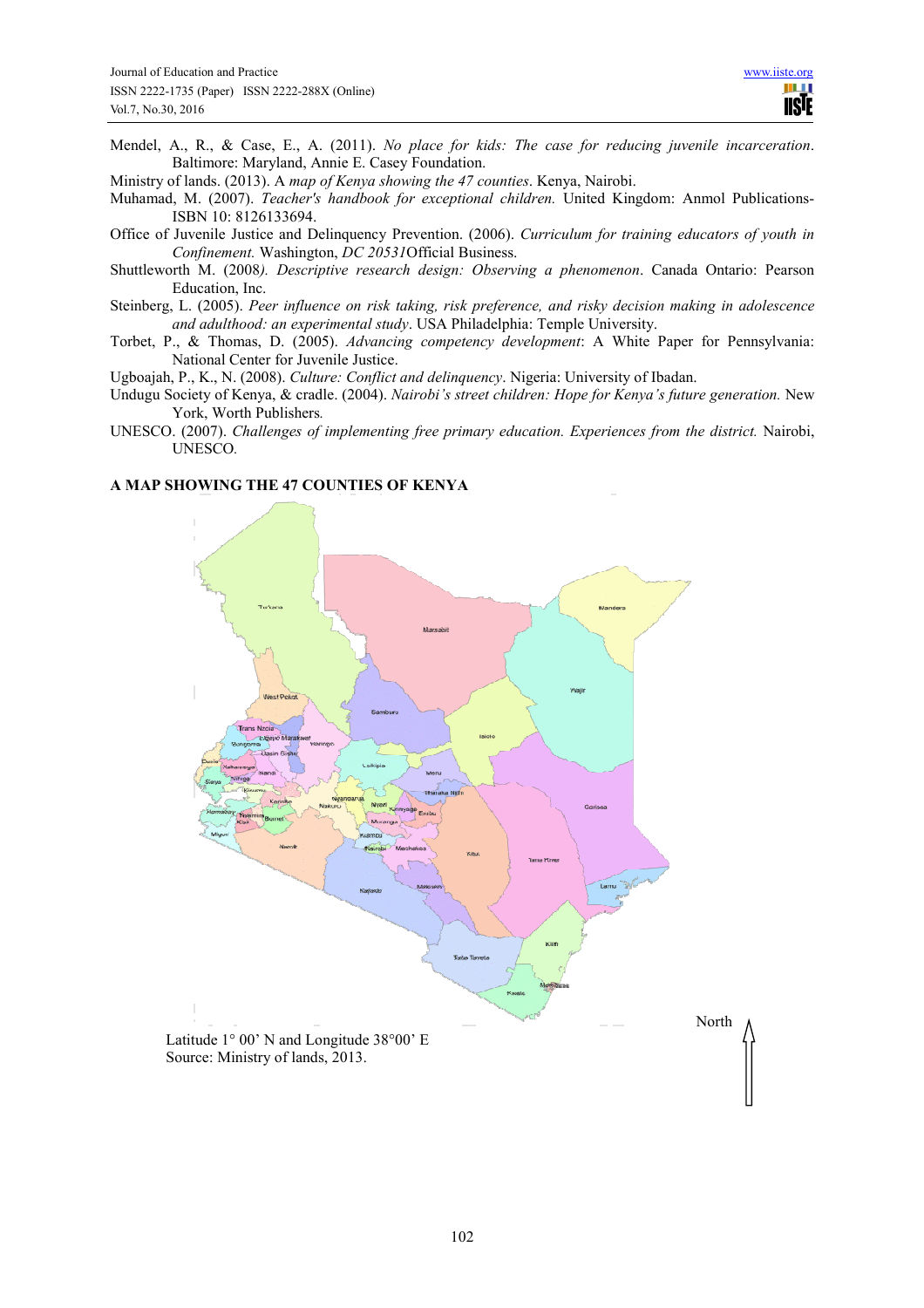Mendel, A., R., & Case, E., A. (2011). *No place for kids: The case for reducing juvenile incarceration*. Baltimore: Maryland, Annie E. Casey Foundation.

Ministry of lands. (2013). A *map of Kenya showing the 47 counties*. Kenya, Nairobi.

Muhamad, M. (2007). *Teacher's handbook for exceptional children.* United Kingdom: Anmol Publications- ISBN 10: 8126133694.

Office of Juvenile Justice and Delinquency Prevention. (2006). *Curriculum for training educators of youth in Confinement.* Washington, *DC 20531*Official Business.

Shuttleworth M. (2008*). Descriptive research design: Observing a phenomenon*. Canada Ontario: Pearson Education, Inc.

Steinberg, L. (2005). *Peer influence on risk taking, risk preference, and risky decision making in adolescence and adulthood: an experimental study*. USA Philadelphia: Temple University.

Torbet, P., & Thomas, D. (2005). *Advancing competency development*: A White Paper for Pennsylvania: National Center for Juvenile Justice.

Ugboajah, P., K., N. (2008). *Culture: Conflict and delinquency*. Nigeria: University of Ibadan.

Undugu Society of Kenya, & cradle. (2004). *Nairobi's street children: Hope for Kenya's future generation.* New York, Worth Publishers.

UNESCO. (2007). *Challenges of implementing free primary education. Experiences from the district.* Nairobi, UNESCO.

**A MAP SHOWING THE 47 COUNTIES OF KENYA**

Latitude 1° 00' N and Longitude 38°00' E

Source: Ministry of lands, 2013.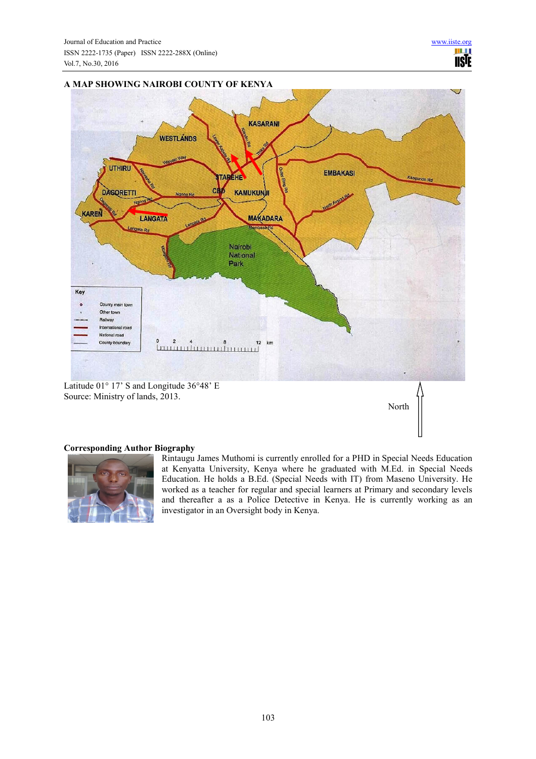**A MAP SHOWING NAIROBI COUNTY OF KENYA**

KASARANI
WESTLANDS
UTHIRU
STAREHE
EMBAKASI
DAGORETTI
CBD
KAMUKUNJI
KAREN
LANGATA
MAKADARA
Nairobi National Park

Waiyaki Way
Lower Kabete Rd
Kiambu Rd
Thika Rd
Outer Ring Rd
Kangundo Rd
Naivasha Rd
Ngong Rd
North Airport Rd
Dagoretti Rd
Langata Rd
Mombasa Rd
Magadi Rd

Key
County main town
Other town
Railway
International road
National road
County boundary

0 2 4 8 12 km

Latitude 01° 17' S and Longitude 36°48' E
Source: Ministry of lands, 2013.

North

**Corresponding Author Biography**

Rintaugu James Muthomi is currently enrolled for a PHD in Special Needs Education at Kenyatta University, Kenya where he graduated with M.Ed. in Special Needs Education. He holds a B.Ed. (Special Needs with IT) from Maseno University. He worked as a teacher for regular and special learners at Primary and secondary levels and thereafter a as a Police Detective in Kenya. He is currently working as an investigator in an Oversight body in Kenya.